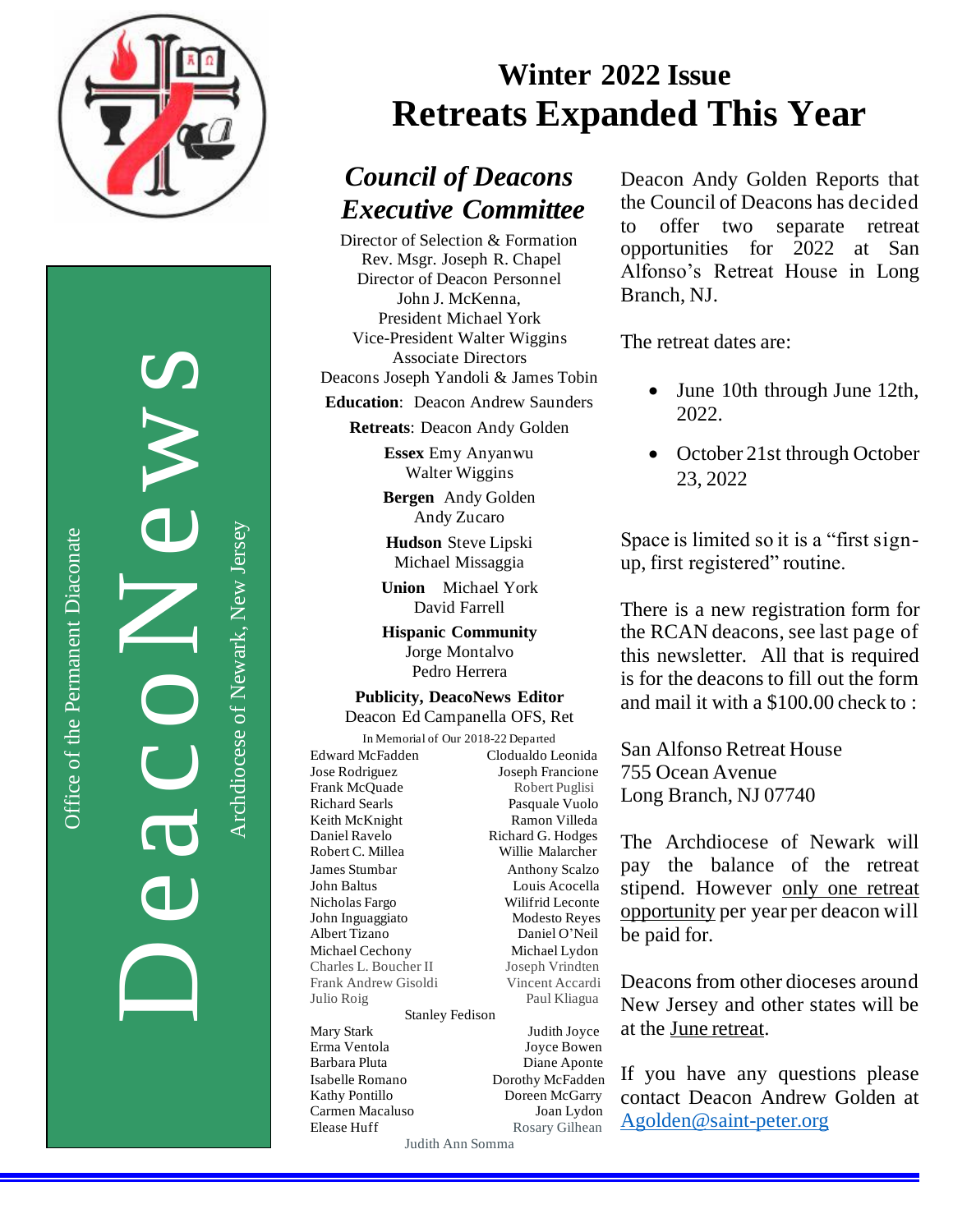DeacoNews

Office of the Permanent Diaconate

Archdiocese of Newark, New Jersey

# Winter 2022 Issue

# Retreats Expanded This Year

## *Council of Deacons Executive Committee*

Director of Selection & Formation
Rev. Msgr. Joseph R. Chapel
Director of Deacon Personnel
John J. McKenna,
President Michael York
Vice-President Walter Wiggins
Associate Directors
Deacons Joseph Yandoli & James Tobin

**Education**: Deacon Andrew Saunders

**Retreats**: Deacon Andy Golden

**Essex** Emy Anyanwu
Walter Wiggins

**Bergen** Andy Golden
Andy Zucaro

**Hudson** Steve Lipski
Michael Missaggia

**Union** Michael York
David Farrell

**Hispanic Community**
Jorge Montalvo
Pedro Herrera

**Publicity, DeacoNews Editor**
Deacon Ed Campanella OFS, Ret

In Memorial of Our 2018-22 Departed

| | |
|---|---|
| Edward McFadden | Clodualdo Leonida |
| Jose Rodriguez | Joseph Francione |
| Frank McQuade | Robert Puglisi |
| Richard Searls | Pasquale Vuolo |
| Keith McKnight | Ramon Villeda |
| Daniel Ravelo | Richard G. Hodges |
| Robert C. Millea | Willie Malarcher |
| James Stumbar | Anthony Scalzo |
| John Baltus | Louis Acocella |
| Nicholas Fargo | Wilifrid Leconte |
| John Inguaggiato | Modesto Reyes |
| Albert Tizano | Daniel O'Neil |
| Michael Cechony | Michael Lydon |
| Charles L. Boucher II | Joseph Vrindten |
| Frank Andrew Gisoldi | Vincent Accardi |
| Julio Roig | Paul Kliagua |

Stanley Fedison

| | |
|---|---|
| Mary Stark | Judith Joyce |
| Erma Ventola | Joyce Bowen |
| Barbara Pluta | Diane Aponte |
| Isabelle Romano | Dorothy McFadden |
| Kathy Pontillo | Doreen McGarry |
| Carmen Macaluso | Joan Lydon |
| Elease Huff | Rosary Gilhean |

Judith Ann Somma

Deacon Andy Golden Reports that the Council of Deacons has decided to offer two separate retreat opportunities for 2022 at San Alfonso's Retreat House in Long Branch, NJ.

The retreat dates are:

- June 10th through June 12th, 2022.
- October 21st through October 23, 2022

Space is limited so it is a "first sign-up, first registered" routine.

There is a new registration form for the RCAN deacons, see last page of this newsletter. All that is required is for the deacons to fill out the form and mail it with a $100.00 check to :

San Alfonso Retreat House
755 Ocean Avenue
Long Branch, NJ 07740

The Archdiocese of Newark will pay the balance of the retreat stipend. However only one retreat opportunity per year per deacon will be paid for.

Deacons from other dioceses around New Jersey and other states will be at the June retreat.

If you have any questions please contact Deacon Andrew Golden at Agolden@saint-peter.org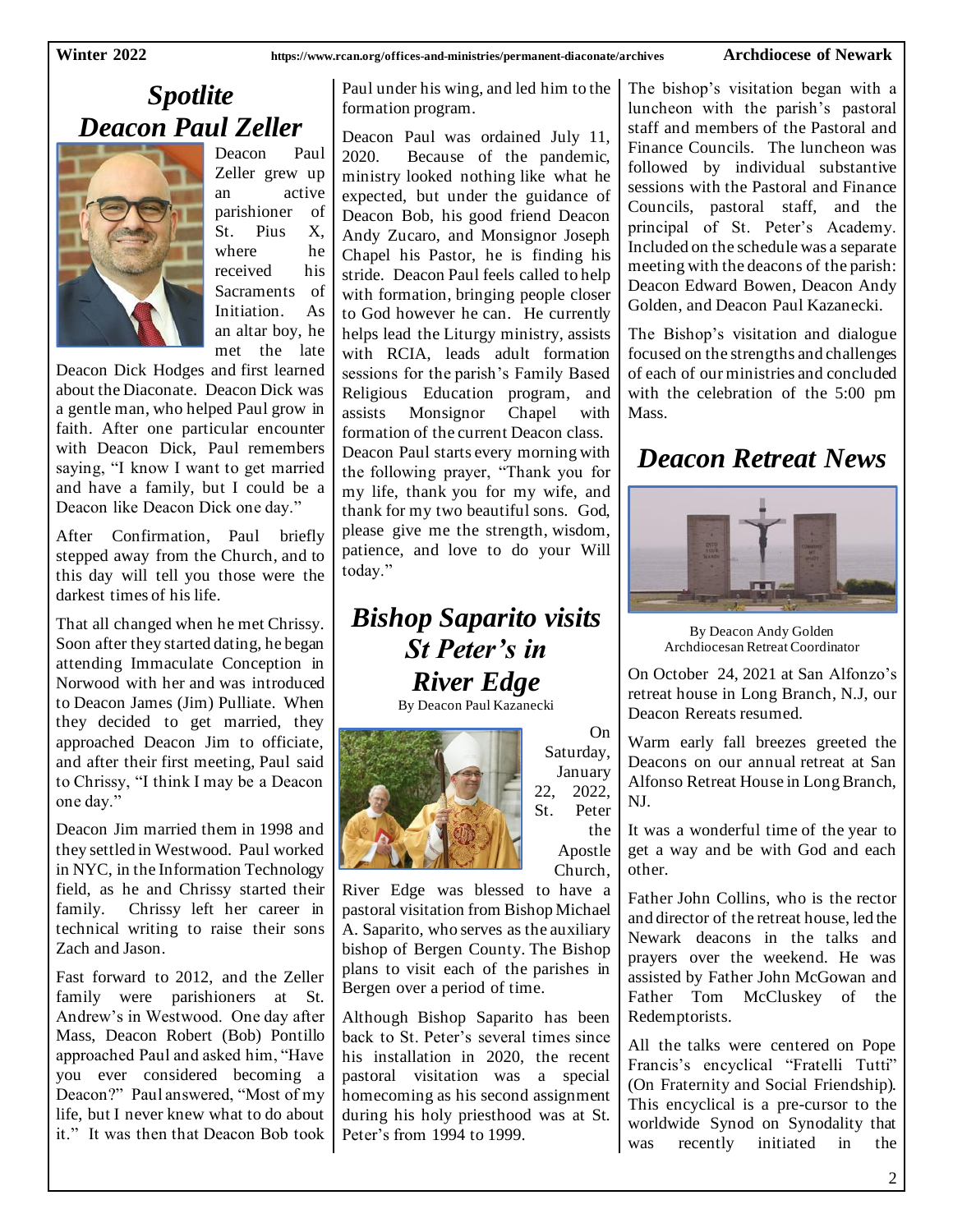# *Spotlite Deacon Paul Zeller*

Deacon Paul Zeller grew up an active parishioner of St. Pius X, where he received his Sacraments of Initiation. As an altar boy, he met the late Deacon Dick Hodges and first learned about the Diaconate. Deacon Dick was a gentle man, who helped Paul grow in faith. After one particular encounter with Deacon Dick, Paul remembers saying, "I know I want to get married and have a family, but I could be a Deacon like Deacon Dick one day."

After Confirmation, Paul briefly stepped away from the Church, and to this day will tell you those were the darkest times of his life.

That all changed when he met Chrissy. Soon after they started dating, he began attending Immaculate Conception in Norwood with her and was introduced to Deacon James (Jim) Pulliate. When they decided to get married, they approached Deacon Jim to officiate, and after their first meeting, Paul said to Chrissy, "I think I may be a Deacon one day."

Deacon Jim married them in 1998 and they settled in Westwood. Paul worked in NYC, in the Information Technology field, as he and Chrissy started their family. Chrissy left her career in technical writing to raise their sons Zach and Jason.

Fast forward to 2012, and the Zeller family were parishioners at St. Andrew's in Westwood. One day after Mass, Deacon Robert (Bob) Pontillo approached Paul and asked him, "Have you ever considered becoming a Deacon?" Paul answered, "Most of my life, but I never knew what to do about it." It was then that Deacon Bob took Paul under his wing, and led him to the formation program.

Deacon Paul was ordained July 11, 2020. Because of the pandemic, ministry looked nothing like what he expected, but under the guidance of Deacon Bob, his good friend Deacon Andy Zucaro, and Monsignor Joseph Chapel his Pastor, he is finding his stride. Deacon Paul feels called to help with formation, bringing people closer to God however he can. He currently helps lead the Liturgy ministry, assists with RCIA, leads adult formation sessions for the parish's Family Based Religious Education program, and assists Monsignor Chapel with formation of the current Deacon class.

Deacon Paul starts every morning with the following prayer, "Thank you for my life, thank you for my wife, and thank for my two beautiful sons. God, please give me the strength, wisdom, patience, and love to do your Will today."

# *Bishop Saparito visits St Peter's in River Edge*

By Deacon Paul Kazanecki

On Saturday, January 22, 2022, St. Peter the Apostle Church, River Edge was blessed to have a pastoral visitation from Bishop Michael A. Saparito, who serves as the auxiliary bishop of Bergen County. The Bishop plans to visit each of the parishes in Bergen over a period of time.

Although Bishop Saparito has been back to St. Peter's several times since his installation in 2020, the recent pastoral visitation was a special homecoming as his second assignment during his holy priesthood was at St. Peter's from 1994 to 1999.

The bishop's visitation began with a luncheon with the parish's pastoral staff and members of the Pastoral and Finance Councils. The luncheon was followed by individual substantive sessions with the Pastoral and Finance Councils, pastoral staff, and the principal of St. Peter's Academy. Included on the schedule was a separate meeting with the deacons of the parish: Deacon Edward Bowen, Deacon Andy Golden, and Deacon Paul Kazanecki.

The Bishop's visitation and dialogue focused on the strengths and challenges of each of our ministries and concluded with the celebration of the 5:00 pm Mass.

# *Deacon Retreat News*

By Deacon Andy Golden
Archdiocesan Retreat Coordinator

On October 24, 2021 at San Alfonzo's retreat house in Long Branch, N.J, our Deacon Rereats resumed.

Warm early fall breezes greeted the Deacons on our annual retreat at San Alfonso Retreat House in Long Branch, NJ.

It was a wonderful time of the year to get a way and be with God and each other.

Father John Collins, who is the rector and director of the retreat house, led the Newark deacons in the talks and prayers over the weekend. He was assisted by Father John McGowan and Father Tom McCluskey of the Redemptorists.

All the talks were centered on Pope Francis's encyclical "Fratelli Tutti" (On Fraternity and Social Friendship). This encyclical is a pre-cursor to the worldwide Synod on Synodality that was recently initiated in the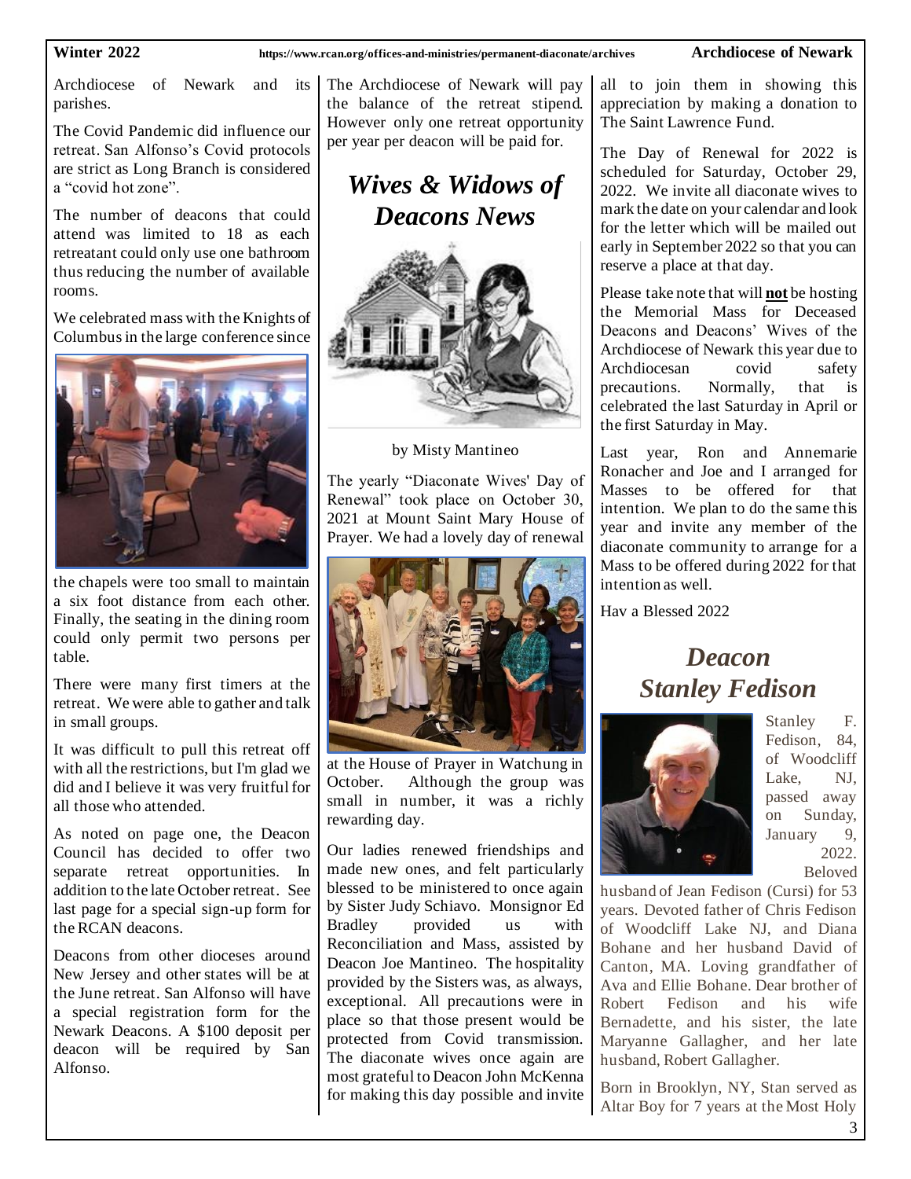Archdiocese of Newark and its parishes.

The Covid Pandemic did influence our retreat. San Alfonso's Covid protocols are strict as Long Branch is considered a "covid hot zone".

The number of deacons that could attend was limited to 18 as each retreatant could only use one bathroom thus reducing the number of available rooms.

We celebrated mass with the Knights of Columbus in the large conference since the chapels were too small to maintain a six foot distance from each other. Finally, the seating in the dining room could only permit two persons per table.

There were many first timers at the retreat. We were able to gather and talk in small groups.

It was difficult to pull this retreat off with all the restrictions, but I'm glad we did and I believe it was very fruitful for all those who attended.

As noted on page one, the Deacon Council has decided to offer two separate retreat opportunities. In addition to the late October retreat. See last page for a special sign-up form for the RCAN deacons.

Deacons from other dioceses around New Jersey and other states will be at the June retreat. San Alfonso will have a special registration form for the Newark Deacons. A $100 deposit per deacon will be required by San Alfonso.

The Archdiocese of Newark will pay the balance of the retreat stipend. However only one retreat opportunity per year per deacon will be paid for.

# *Wives & Widows of Deacons News*

by Misty Mantineo

The yearly "Diaconate Wives' Day of Renewal" took place on October 30, 2021 at Mount Saint Mary House of Prayer. We had a lovely day of renewal at the House of Prayer in Watchung in October. Although the group was small in number, it was a richly rewarding day.

Our ladies renewed friendships and made new ones, and felt particularly blessed to be ministered to once again by Sister Judy Schiavo. Monsignor Ed Bradley provided us with Reconciliation and Mass, assisted by Deacon Joe Mantineo. The hospitality provided by the Sisters was, as always, exceptional. All precautions were in place so that those present would be protected from Covid transmission. The diaconate wives once again are most grateful to Deacon John McKenna for making this day possible and invite all to join them in showing this appreciation by making a donation to The Saint Lawrence Fund.

The Day of Renewal for 2022 is scheduled for Saturday, October 29, 2022. We invite all diaconate wives to mark the date on your calendar and look for the letter which will be mailed out early in September 2022 so that you can reserve a place at that day.

Please take note that will **not** be hosting the Memorial Mass for Deceased Deacons and Deacons' Wives of the Archdiocese of Newark this year due to Archdiocesan covid safety precautions. Normally, that is celebrated the last Saturday in April or the first Saturday in May.

Last year, Ron and Annemarie Ronacher and Joe and I arranged for Masses to be offered for that intention. We plan to do the same this year and invite any member of the diaconate community to arrange for a Mass to be offered during 2022 for that intention as well.

Hav a Blessed 2022

# *Deacon Stanley Fedison*

Stanley F. Fedison, 84, of Woodcliff Lake, NJ, passed away on Sunday, January 9, 2022. Beloved husband of Jean Fedison (Cursi) for 53 years. Devoted father of Chris Fedison of Woodcliff Lake NJ, and Diana Bohane and her husband David of Canton, MA. Loving grandfather of Ava and Ellie Bohane. Dear brother of Robert Fedison and his wife Bernadette, and his sister, the late Maryanne Gallagher, and her late husband, Robert Gallagher.

Born in Brooklyn, NY, Stan served as Altar Boy for 7 years at the Most Holy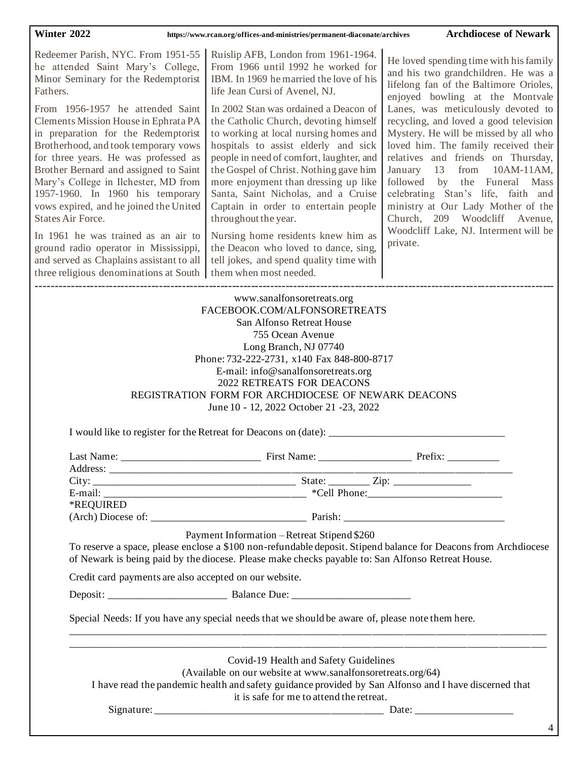Redeemer Parish, NYC. From 1951-55 he attended Saint Mary's College, Minor Seminary for the Redemptorist Fathers.

From 1956-1957 he attended Saint Clements Mission House in Ephrata PA in preparation for the Redemptorist Brotherhood, and took temporary vows for three years. He was professed as Brother Bernard and assigned to Saint Mary's College in Ilchester, MD from 1957-1960. In 1960 his temporary vows expired, and he joined the United States Air Force.

In 1961 he was trained as an air to ground radio operator in Mississippi, and served as Chaplains assistant to all three religious denominations at South Ruislip AFB, London from 1961-1964. From 1966 until 1992 he worked for IBM. In 1969 he married the love of his life Jean Cursi of Avenel, NJ.

In 2002 Stan was ordained a Deacon of the Catholic Church, devoting himself to working at local nursing homes and hospitals to assist elderly and sick people in need of comfort, laughter, and the Gospel of Christ. Nothing gave him more enjoyment than dressing up like Santa, Saint Nicholas, and a Cruise Captain in order to entertain people throughout the year.

Nursing home residents knew him as the Deacon who loved to dance, sing, tell jokes, and spend quality time with them when most needed.

He loved spending time with his family and his two grandchildren. He was a lifelong fan of the Baltimore Orioles, enjoyed bowling at the Montvale Lanes, was meticulously devoted to recycling, and loved a good television Mystery. He will be missed by all who loved him. The family received their relatives and friends on Thursday, January 13 from 10AM-11AM, followed by the Funeral Mass celebrating Stan's life, faith and ministry at Our Lady Mother of the Church, 209 Woodcliff Avenue, Woodcliff Lake, NJ. Interment will be private.

---

www.sanalfonsoretreats.org
FACEBOOK.COM/ALFONSORETREATS
San Alfonso Retreat House
755 Ocean Avenue
Long Branch, NJ 07740
Phone: 732-222-2731, x140 Fax 848-800-8717
E-mail: info@sanalfonsoretreats.org

## 2022 RETREATS FOR DEACONS

## REGISTRATION FORM FOR ARCHDIOCESE OF NEWARK DEACONS

June 10 - 12, 2022 October 21 -23, 2022

I would like to register for the Retreat for Deacons on (date): ________________________________

Last Name: __________________________ First Name: _________________ Prefix: __________
Address: ______________________________________________________________________
City: _____________________________________ State: ________ Zip: ______________
E-mail: ______________________________________ *Cell Phone:_________________________
*REQUIRED
(Arch) Diocese of: _____________________________ Parish: ______________________________

Payment Information – Retreat Stipend $260

To reserve a space, please enclose a $100 non-refundable deposit. Stipend balance for Deacons from Archdiocese of Newark is being paid by the diocese. Please make checks payable to: San Alfonso Retreat House.

Credit card payments are also accepted on our website.

Deposit: ______________________ Balance Due: ______________________

Special Needs: If you have any special needs that we should be aware of, please note them here.

______________________________________________________________________________________

______________________________________________________________________________________

Covid-19 Health and Safety Guidelines
(Available on our website at www.sanalfonsoretreats.org/64)
I have read the pandemic health and safety guidance provided by San Alfonso and I have discerned that it is safe for me to attend the retreat.

Signature: __________________________________________ Date: __________________